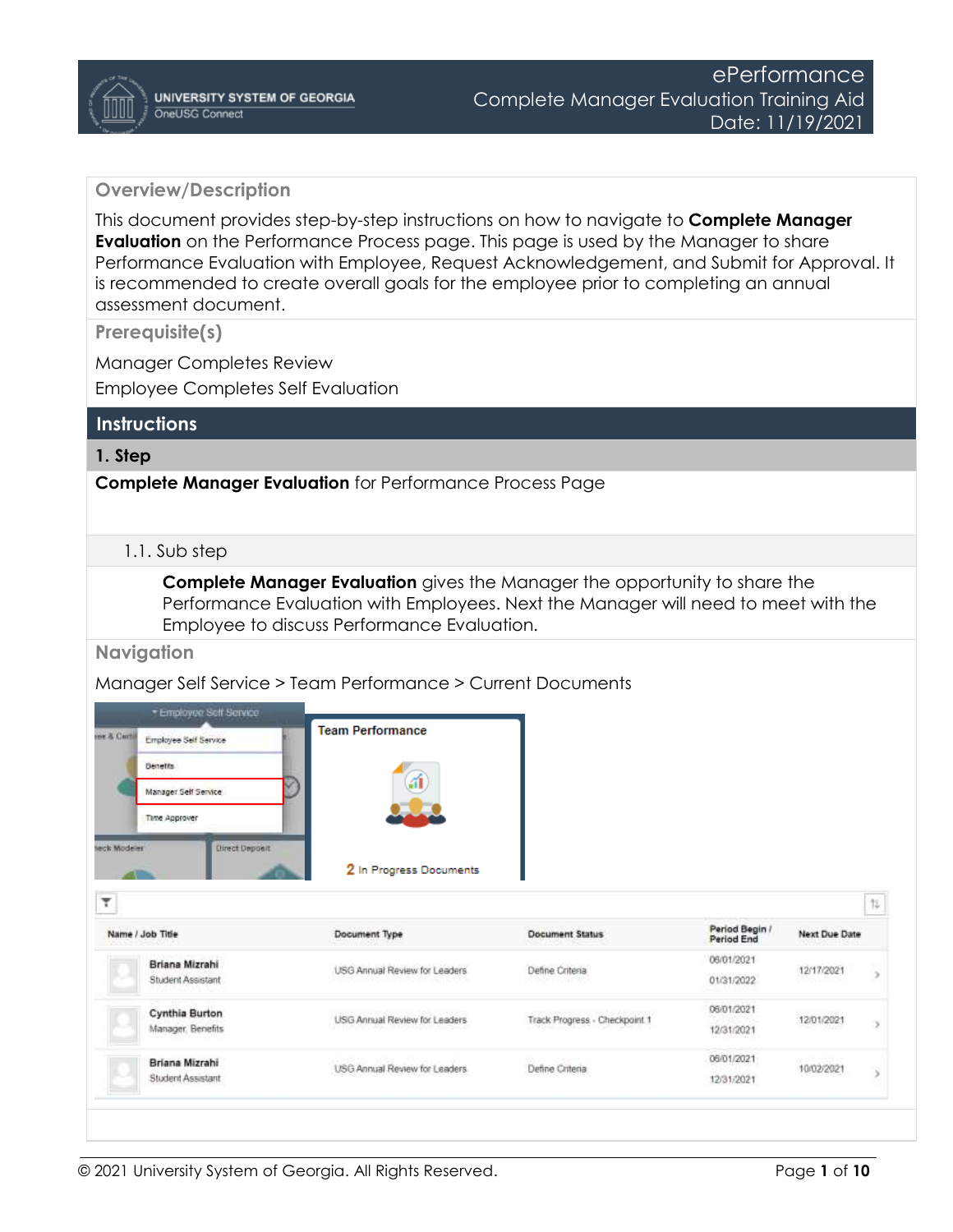# ePerformance

## Complete Manager Evaluation Training Aid

Date: 11/19/2021

UNIVERSITY SYSTEM OF GEORGIA
OneUSG Connect

## Overview/Description

This document provides step-by-step instructions on how to navigate to **Complete Manager Evaluation** on the Performance Process page. This page is used by the Manager to share Performance Evaluation with Employee, Request Acknowledgement, and Submit for Approval. It is recommended to create overall goals for the employee prior to completing an annual assessment document.

## Prerequisite(s)

Manager Completes Review

Employee Completes Self Evaluation

## Instructions

### 1. Step

**Complete Manager Evaluation** for Performance Process Page

#### 1.1. Sub step

**Complete Manager Evaluation** gives the Manager the opportunity to share the Performance Evaluation with Employees. Next the Manager will need to meet with the Employee to discuss Performance Evaluation.

## Navigation

Manager Self Service > Team Performance > Current Documents

| Name / Job Title | Document Type | Document Status | Period Begin / Period End | Next Due Date |
|---|---|---|---|---|
| Briana Mizrahi<br>Student Assistant | USG Annual Review for Leaders | Define Criteria | 06/01/2021<br>01/31/2022 | 12/17/2021 |
| Cynthia Burton<br>Manager, Benefits | USG Annual Review for Leaders | Track Progress - Checkpoint 1 | 06/01/2021<br>12/31/2021 | 12/01/2021 |
| Briana Mizrahi<br>Student Assistant | USG Annual Review for Leaders | Define Criteria | 06/01/2021<br>12/31/2021 | 10/02/2021 |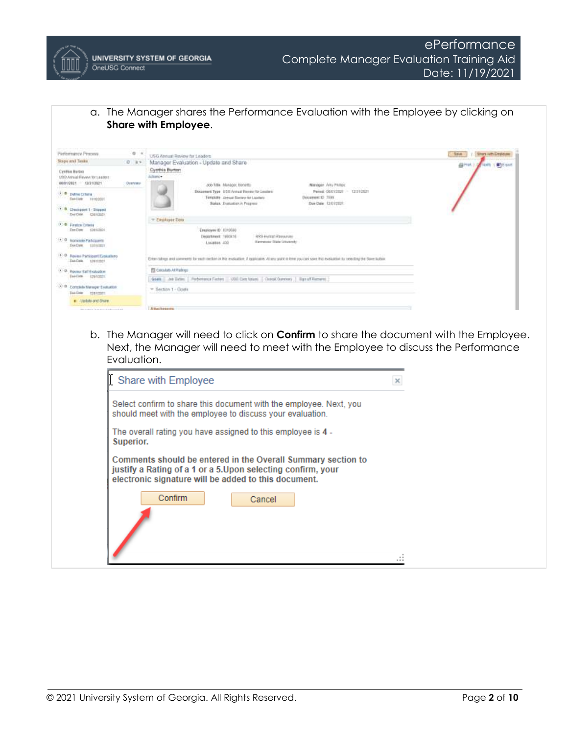a. The Manager shares the Performance Evaluation with the Employee by clicking on **Share with Employee**.

b. The Manager will need to click on **Confirm** to share the document with the Employee. Next, the Manager will need to meet with the Employee to discuss the Performance Evaluation.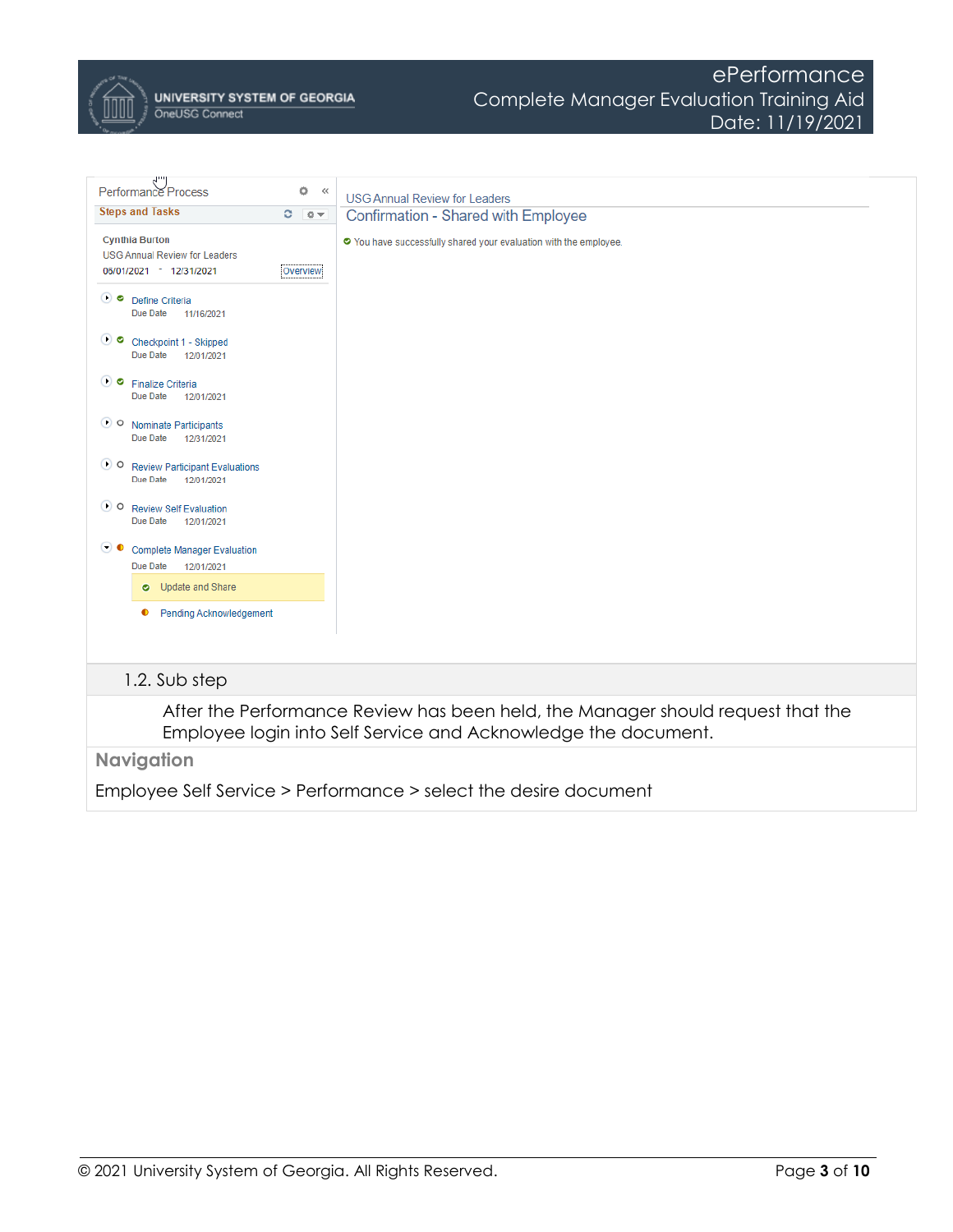Performance Process

Steps and Tasks

Cynthia Burton
USG Annual Review for Leaders
05/01/2021 - 12/31/2021 Overview

- Define Criteria
  Due Date 11/16/2021
- Checkpoint 1 - Skipped
  Due Date 12/01/2021
- Finalize Criteria
  Due Date 12/01/2021
- Nominate Participants
  Due Date 12/31/2021
- Review Participant Evaluations
  Due Date 12/01/2021
- Review Self Evaluation
  Due Date 12/01/2021
- Complete Manager Evaluation
  Due Date 12/01/2021
  - Update and Share
  - Pending Acknowledgement

USG Annual Review for Leaders

Confirmation - Shared with Employee

You have successfully shared your evaluation with the employee.

### 1.2. Sub step

After the Performance Review has been held, the Manager should request that the Employee login into Self Service and Acknowledge the document.

**Navigation**

Employee Self Service > Performance > select the desire document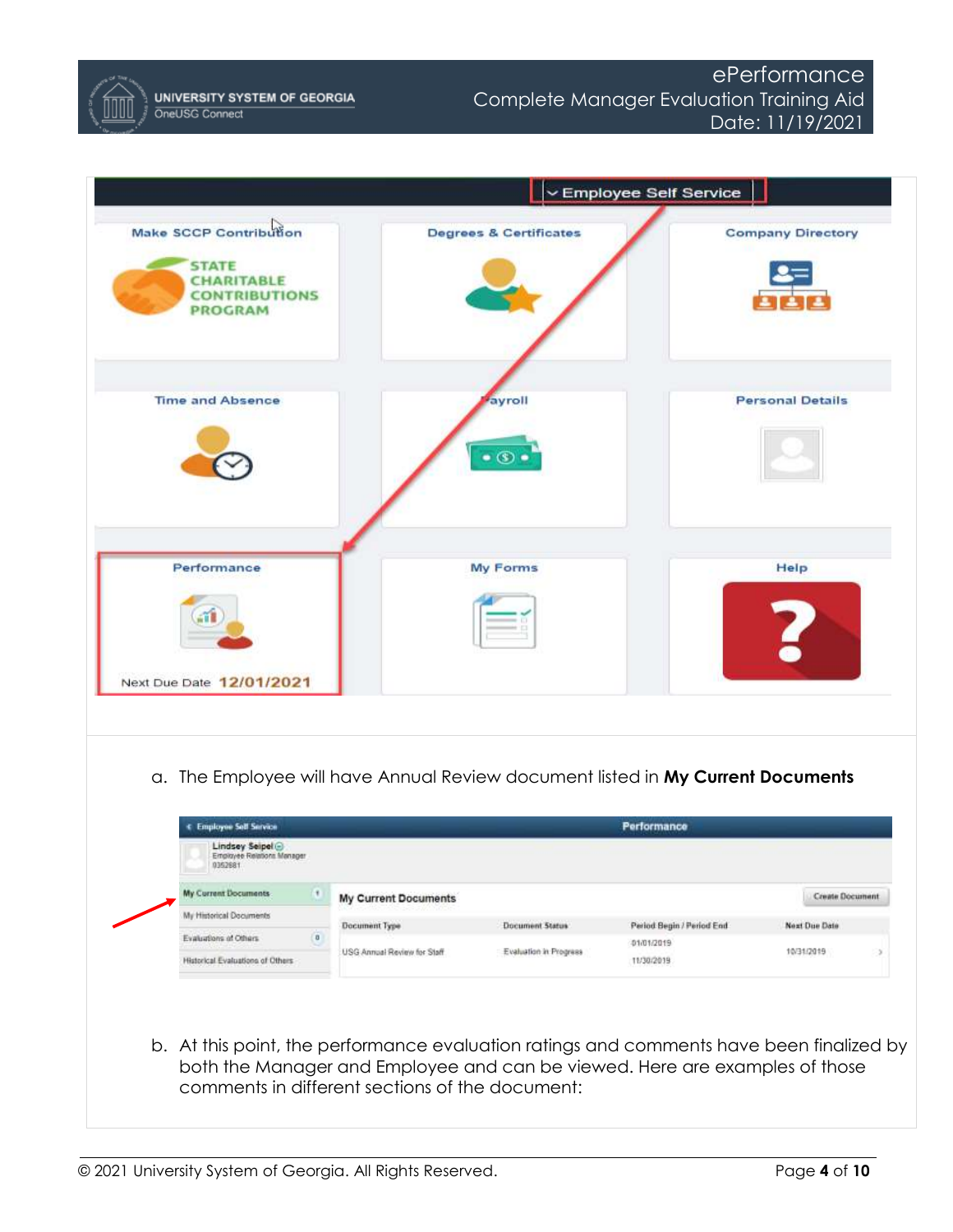a. The Employee will have Annual Review document listed in **My Current Documents**

b. At this point, the performance evaluation ratings and comments have been finalized by both the Manager and Employee and can be viewed. Here are examples of those comments in different sections of the document: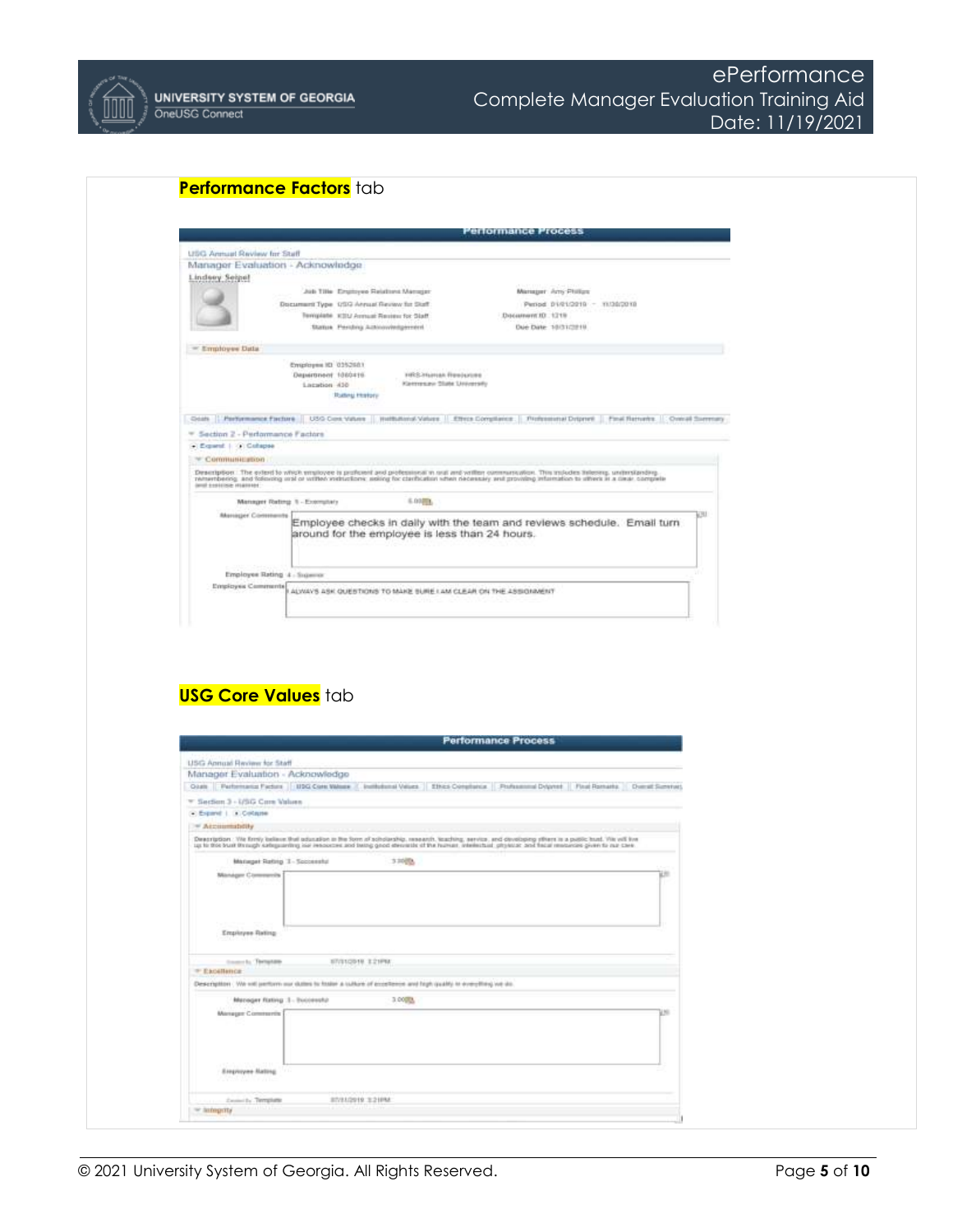**Performance Factors** tab

Performance Process

USG Annual Review for Staff

Manager Evaluation - Acknowledge

Lindsey Seipel

Job Title Employee Relations Manager | Manager Amy Phillips
Document Type USG Annual Review for Staff | Period 01/01/2019 - 11/30/2019
Template KSU Annual Review for Staff | Document ID 1219
Status Pending Acknowledgement | Due Date 10/31/2019

Employee Data

Employee ID 0352661
Department 1060416 HRS-Human Resources
Location 430 Kennesaw State University
Rating History

Goals | Performance Factors | USG Core Values | Institutional Values | Ethics Compliance | Professional Dvlpmnt | Final Remarks | Overall Summary

Section 2 - Performance Factors

Expand | Collapse

Communication

Description The extent to which employee is proficient and professional in oral and written communication. This includes listening, understanding, remembering, and following oral or written instructions; asking for clarification when necessary and providing information to others in a clear, complete and concise manner.

Manager Rating 5 - Exemplary 5.00

Manager Comments: Employee checks in daily with the team and reviews schedule. Email turn around for the employee is less than 24 hours.

Employee Rating 4 - Superior

Employee Comments: I ALWAYS ASK QUESTIONS TO MAKE SURE I AM CLEAR ON THE ASSIGNMENT

**USG Core Values** tab

Performance Process

USG Annual Review for Staff

Manager Evaluation - Acknowledge

Goals | Performance Factors | USG Core Values | Institutional Values | Ethics Compliance | Professional Dvlpmnt | Final Remarks | Overall Summary

Section 3 - USG Core Values

Expand | Collapse

Accountability

Description We firmly believe that education in the form of scholarship, research, teaching, service, and developing others is a public trust. We will live up to this trust through safeguarding our resources and being good stewards of the human, intellectual, physical, and fiscal resources given to our care.

Manager Rating 3 - Successful 3.00

Manager Comments

Employee Rating

Created By Template 07/31/2019 3:21PM

Excellence

Description We will perform our duties to foster a culture of excellence and high quality in everything we do.

Manager Rating 3 - Successful 3.00

Manager Comments

Employee Rating

Created By Template 07/31/2019 3:21PM

Integrity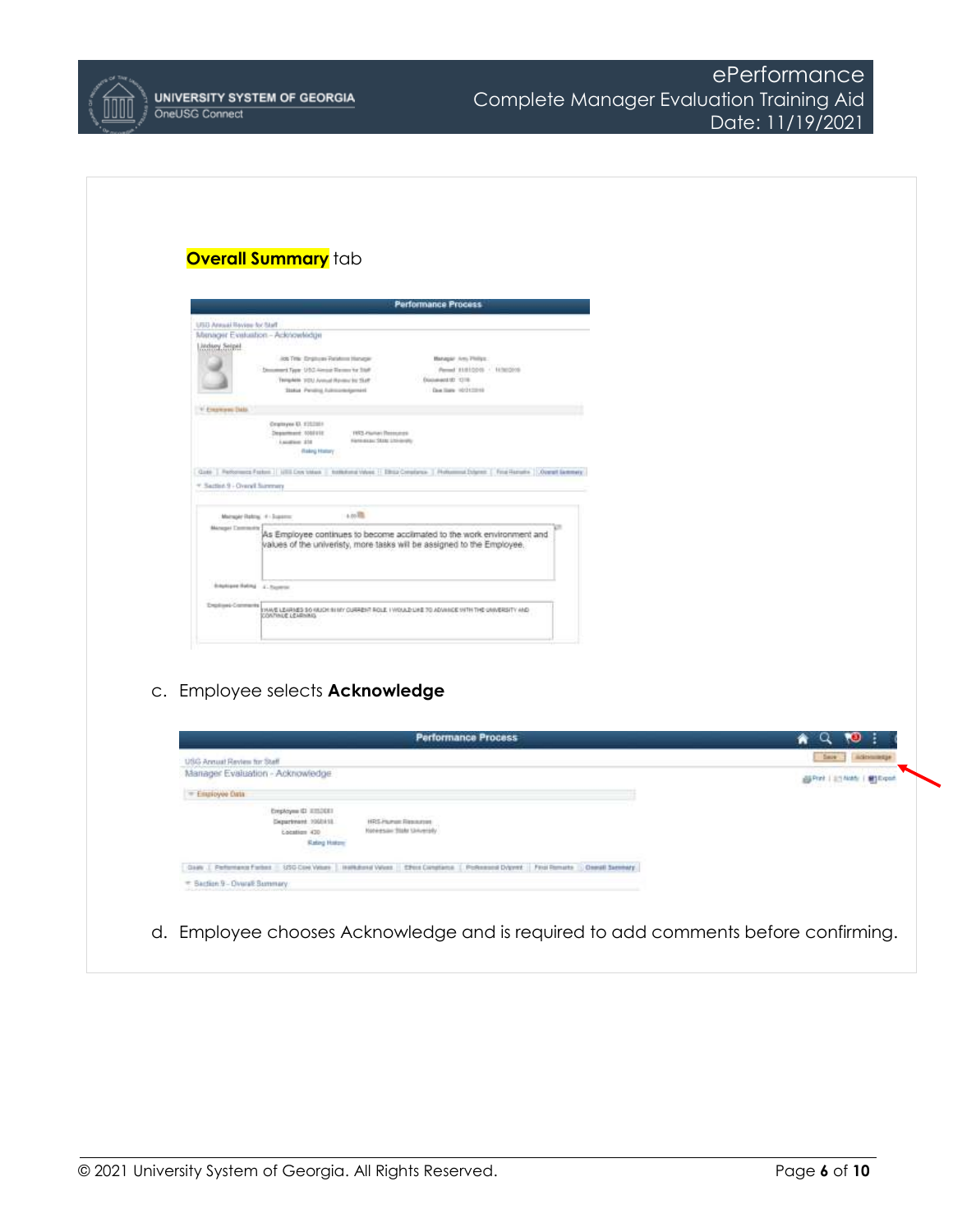**Overall Summary** tab

c. Employee selects **Acknowledge**

d. Employee chooses Acknowledge and is required to add comments before confirming.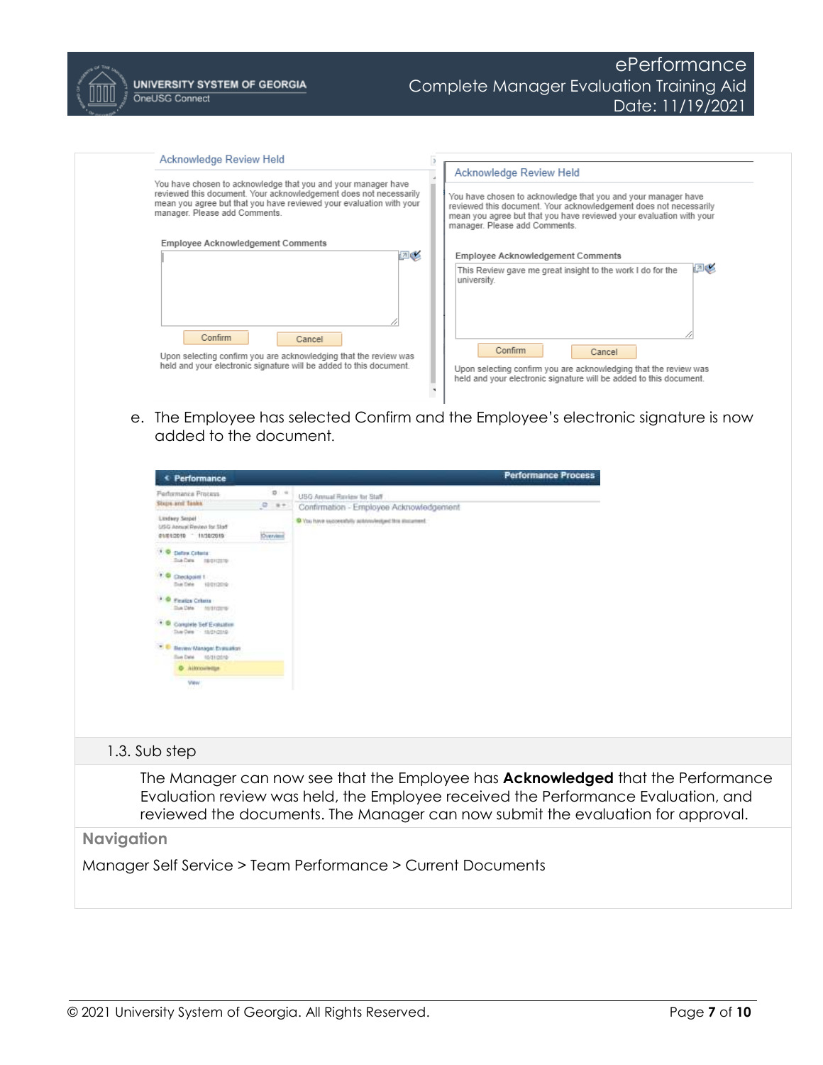Acknowledge Review Held

You have chosen to acknowledge that you and your manager have reviewed this document. Your acknowledgement does not necessarily mean you agree but that you have reviewed your evaluation with your manager. Please add Comments.

Employee Acknowledgement Comments

Confirm Cancel

Upon selecting confirm you are acknowledging that the review was held and your electronic signature will be added to this document.

Acknowledge Review Held

You have chosen to acknowledge that you and your manager have reviewed this document. Your acknowledgement does not necessarily mean you agree but that you have reviewed your evaluation with your manager. Please add Comments.

Employee Acknowledgement Comments

This Review gave me great insight to the work I do for the university.

Confirm Cancel

Upon selecting confirm you are acknowledging that the review was held and your electronic signature will be added to this document.

e. The Employee has selected Confirm and the Employee's electronic signature is now added to the document.

Performance — Performance Process

USG Annual Review for Staff

Confirmation - Employee Acknowledgement

You have successfully acknowledged this document

1.3. Sub step

The Manager can now see that the Employee has **Acknowledged** that the Performance Evaluation review was held, the Employee received the Performance Evaluation, and reviewed the documents. The Manager can now submit the evaluation for approval.

**Navigation**

Manager Self Service > Team Performance > Current Documents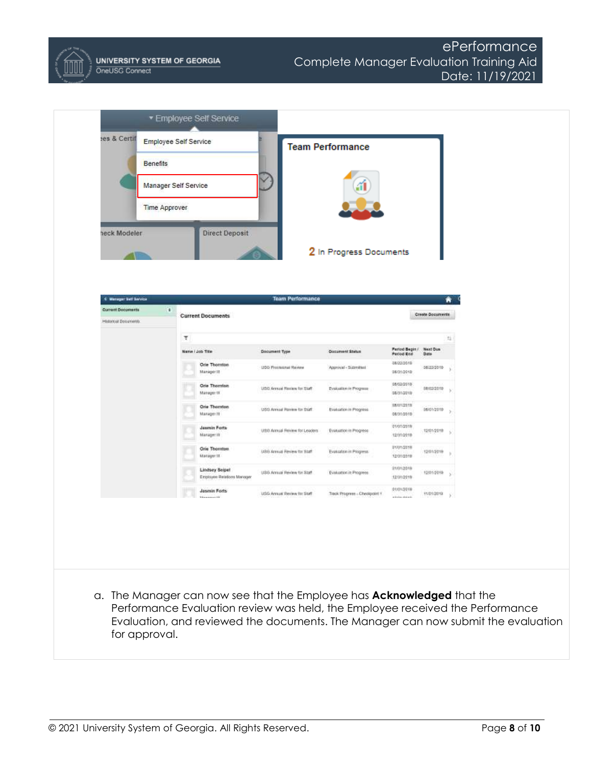a. The Manager can now see that the Employee has **Acknowledged** that the Performance Evaluation review was held, the Employee received the Performance Evaluation, and reviewed the documents. The Manager can now submit the evaluation for approval.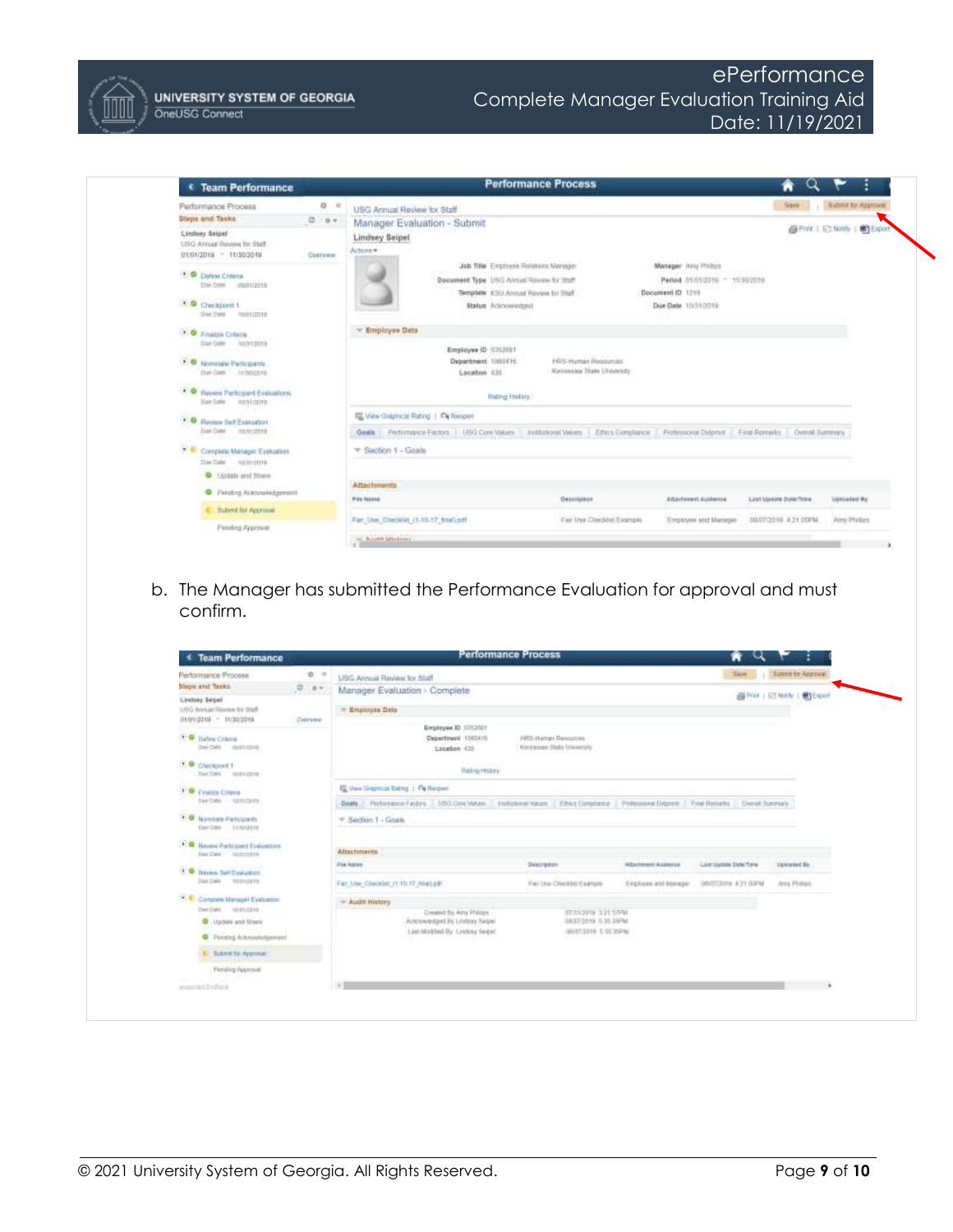b. The Manager has submitted the Performance Evaluation for approval and must confirm.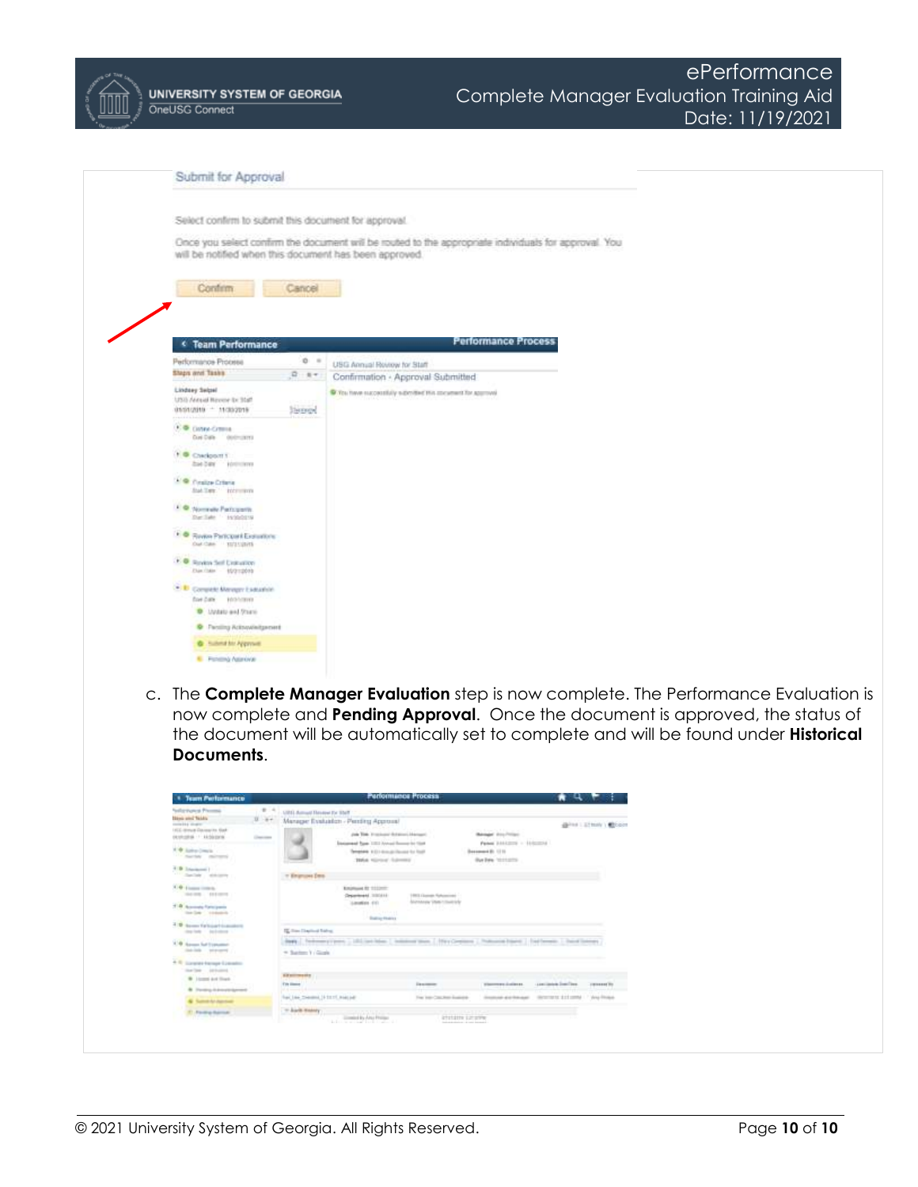Submit for Approval

Select confirm to submit this document for approval.

Once you select confirm the document will be routed to the appropriate individuals for approval. You will be notified when this document has been approved.

Confirm    Cancel

c. The **Complete Manager Evaluation** step is now complete. The Performance Evaluation is now complete and **Pending Approval**. Once the document is approved, the status of the document will be automatically set to complete and will be found under **Historical Documents**.